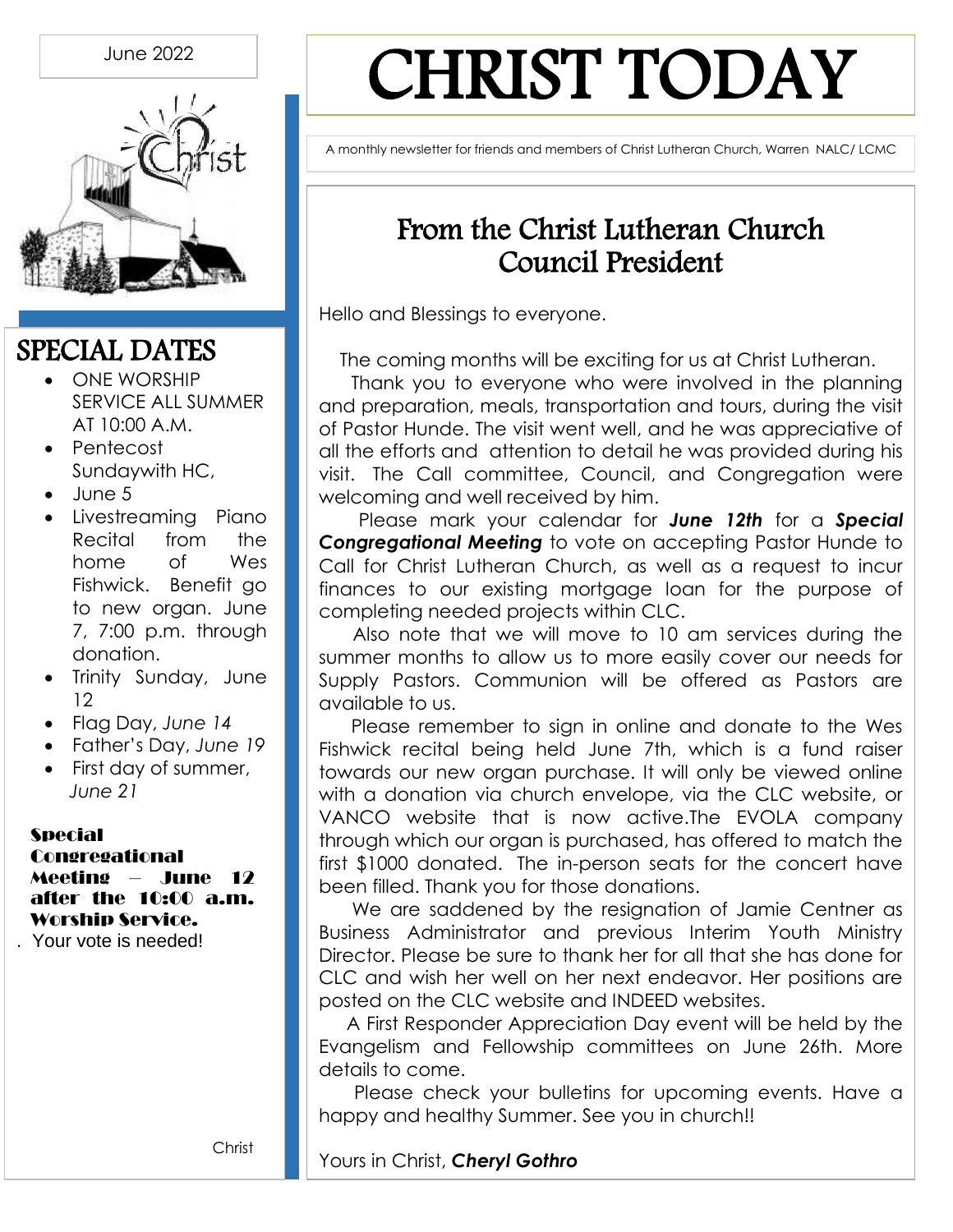June 2022

# CHRIST TODAY

A monthly newsletter for friends and members of Christ Lutheran Church, Warren NALC/ LCMC

## SPECIAL DATES

- ONE WORSHIP SERVICE ALL SUMMER AT 10:00 A.M.
- Pentecost Sundaywith HC,
- June 5
- Livestreaming Piano Recital from the home of Wes Fishwick. Benefit go to new organ. June 7, 7:00 p.m. through donation.
- Trinity Sunday, June 12
- Flag Day, *June 14*
- Father's Day, *June 19*
- First day of summer, *June 21*

**Special Congregational Meeting – June 12 after the 10:00 a.m. Worship Service.**

. Your vote is needed!

Christ

## From the Christ Lutheran Church Council President

Hello and Blessings to everyone.

The coming months will be exciting for us at Christ Lutheran.

Thank you to everyone who were involved in the planning and preparation, meals, transportation and tours, during the visit of Pastor Hunde. The visit went well, and he was appreciative of all the efforts and attention to detail he was provided during his visit. The Call committee, Council, and Congregation were welcoming and well received by him.

Please mark your calendar for ***June 12th*** for a ***Special Congregational Meeting*** to vote on accepting Pastor Hunde to Call for Christ Lutheran Church, as well as a request to incur finances to our existing mortgage loan for the purpose of completing needed projects within CLC.

Also note that we will move to 10 am services during the summer months to allow us to more easily cover our needs for Supply Pastors. Communion will be offered as Pastors are available to us.

Please remember to sign in online and donate to the Wes Fishwick recital being held June 7th, which is a fund raiser towards our new organ purchase. It will only be viewed online with a donation via church envelope, via the CLC website, or VANCO website that is now active.The EVOLA company through which our organ is purchased, has offered to match the first $1000 donated. The in-person seats for the concert have been filled. Thank you for those donations.

We are saddened by the resignation of Jamie Centner as Business Administrator and previous Interim Youth Ministry Director. Please be sure to thank her for all that she has done for CLC and wish her well on her next endeavor. Her positions are posted on the CLC website and INDEED websites.

A First Responder Appreciation Day event will be held by the Evangelism and Fellowship committees on June 26th. More details to come.

Please check your bulletins for upcoming events. Have a happy and healthy Summer. See you in church!!

Yours in Christ, ***Cheryl Gothro***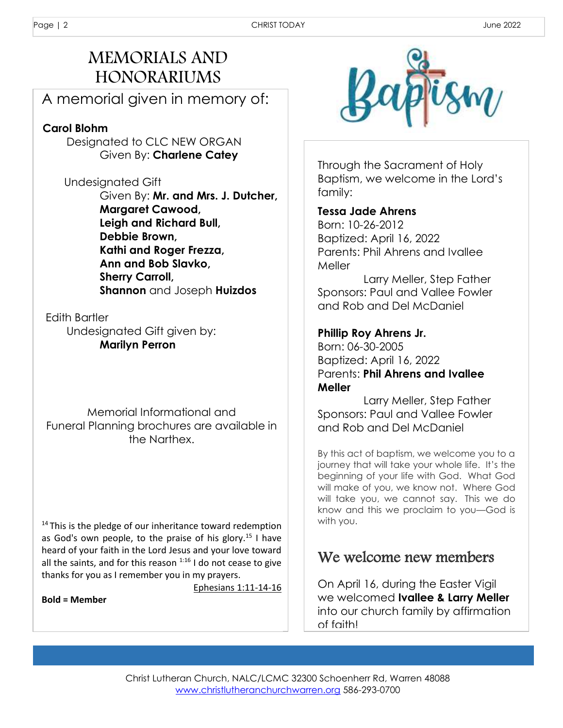# MEMORIALS AND HONORARIUMS

## A memorial given in memory of:

**Carol Blohm**

Designated to CLC NEW ORGAN

Given By: **Charlene Catey**

Undesignated Gift

Given By: **Mr. and Mrs. J. Dutcher, Margaret Cawood, Leigh and Richard Bull, Debbie Brown, Kathi and Roger Frezza, Ann and Bob Slavko, Sherry Carroll, Shannon** and Joseph **Huizdos**

Edith Bartler

Undesignated Gift given by:

**Marilyn Perron**

Memorial Informational and Funeral Planning brochures are available in the Narthex.

[14] This is the pledge of our inheritance toward redemption as God's own people, to the praise of his glory.[15] I have heard of your faith in the Lord Jesus and your love toward all the saints, and for this reason [1:16] I do not cease to give thanks for you as I remember you in my prayers.

Ephesians 1:11-14-16

**Bold = Member**

# Baptism

Through the Sacrament of Holy Baptism, we welcome in the Lord's family:

**Tessa Jade Ahrens**
Born: 10-26-2012
Baptized: April 16, 2022
Parents: Phil Ahrens and Ivallee Meller
Larry Meller, Step Father
Sponsors: Paul and Vallee Fowler and Rob and Del McDaniel

**Phillip Roy Ahrens Jr.**
Born: 06-30-2005
Baptized: April 16, 2022
Parents: **Phil Ahrens and Ivallee Meller**
Larry Meller, Step Father
Sponsors: Paul and Vallee Fowler and Rob and Del McDaniel

By this act of baptism, we welcome you to a journey that will take your whole life. It's the beginning of your life with God. What God will make of you, we know not. Where God will take you, we cannot say. This we do know and this we proclaim to you—God is with you.

## We welcome new members

On April 16, during the Easter Vigil we welcomed **Ivallee & Larry Meller** into our church family by affirmation of faith!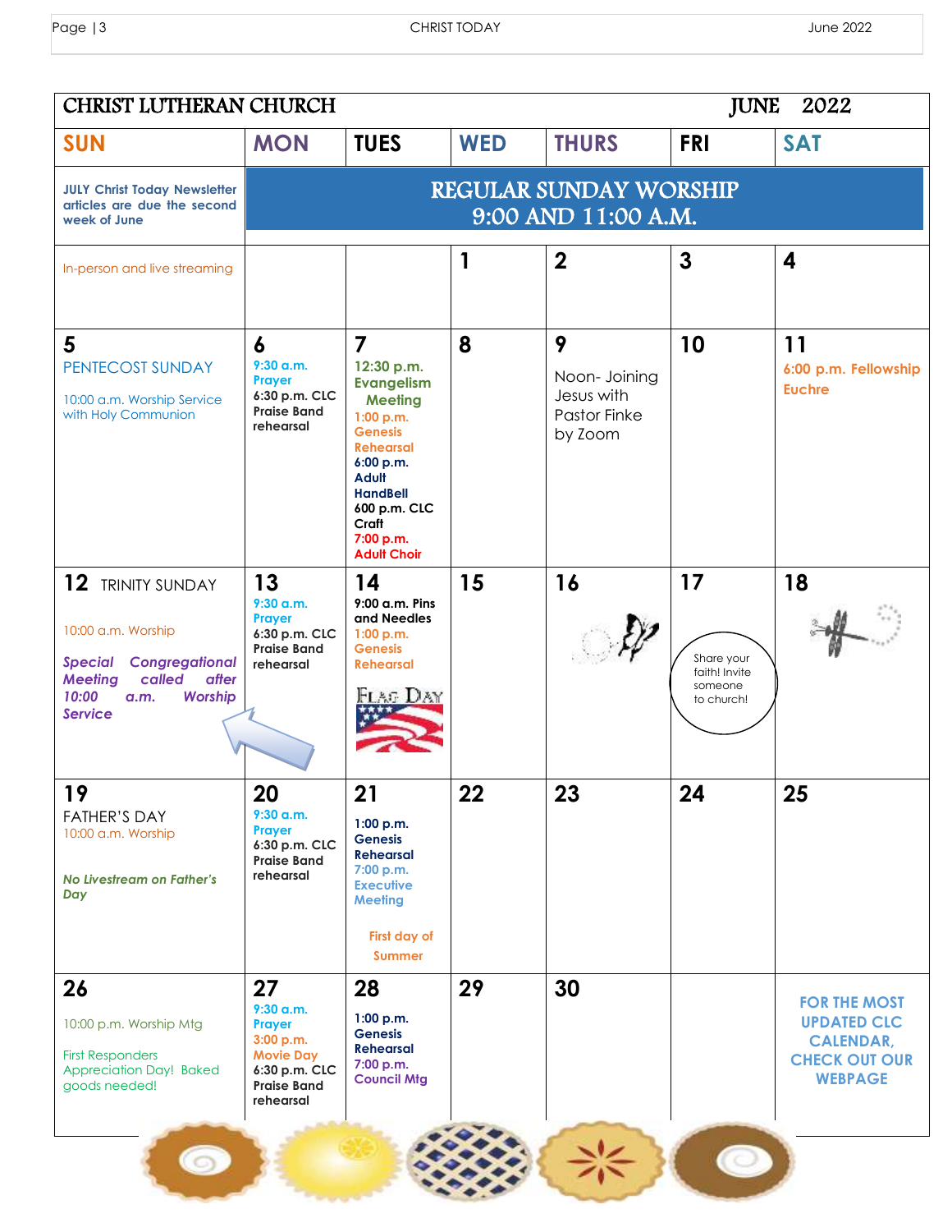# CHRIST LUTHERAN CHURCH — JUNE 2022

| SUN | MON | TUES | WED | THURS | FRI | SAT |
|---|---|---|---|---|---|---|
| **JULY Christ Today Newsletter articles are due the second week of June** | **REGULAR SUNDAY WORSHIP 9:00 AND 11:00 A.M.** | | | | | |
| In-person and live streaming | | | **1** | **2** | **3** | **4** |
| **5** PENTECOST SUNDAY<br><br>10:00 a.m. Worship Service with Holy Communion | **6** **9:30 a.m. Prayer** **6:30 p.m. CLC Praise Band rehearsal** | **7** **12:30 p.m. Evangelism Meeting** **1:00 p.m. Genesis Rehearsal** **6:00 p.m. Adult HandBell** **600 p.m. CLC Craft** **7:00 p.m. Adult Choir** | **8** | **9** Noon- Joining Jesus with Pastor Finke by Zoom | **10** | **11** **6:00 p.m. Fellowship Euchre** |
| **12** TRINITY SUNDAY<br><br>10:00 a.m. Worship<br><br>***Special Congregational Meeting called after 10:00 a.m. Worship Service*** | **13** **9:30 a.m. Prayer** **6:30 p.m. CLC Praise Band rehearsal** | **14** **9:00 a.m. Pins and Needles** **1:00 p.m. Genesis Rehearsal**<br><br>FLAG DAY | **15** | **16** | **17**<br><br>Share your faith! Invite someone to church! | **18** |
| **19** FATHER'S DAY<br>10:00 a.m. Worship<br><br>***No Livestream on Father's Day*** | **20** **9:30 a.m. Prayer** **6:30 p.m. CLC Praise Band rehearsal** | **21** **1:00 p.m. Genesis Rehearsal** **7:00 p.m. Executive Meeting**<br><br>**First day of Summer** | **22** | **23** | **24** | **25** |
| **26**<br><br>10:00 p.m. Worship Mtg<br><br>First Responders Appreciation Day! Baked goods needed! | **27** **9:30 a.m. Prayer** **3:00 p.m. Movie Day** **6:30 p.m. CLC Praise Band rehearsal** | **28** **1:00 p.m. Genesis Rehearsal** **7:00 p.m. Council Mtg** | **29** | **30** | | **FOR THE MOST UPDATED CLC CALENDAR, CHECK OUT OUR WEBPAGE** |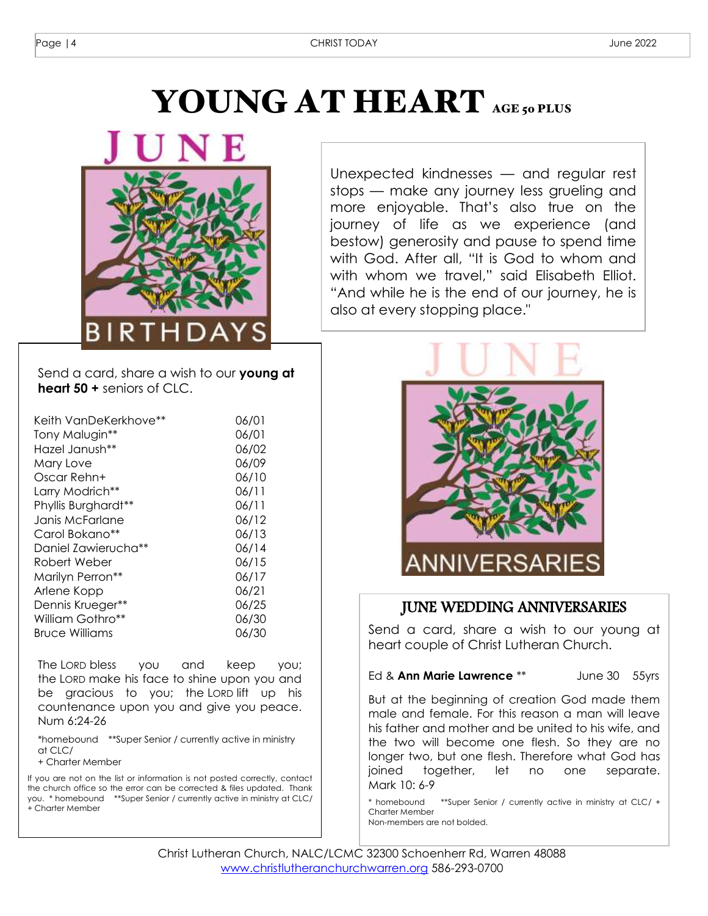# YOUNG AT HEART AGE 50 PLUS

JUNE BIRTHDAYS

Send a card, share a wish to our **young at heart 50 +** seniors of CLC.

| | |
|---|---|
| Keith VanDeKerkhove** | 06/01 |
| Tony Malugin** | 06/01 |
| Hazel Janush** | 06/02 |
| Mary Love | 06/09 |
| Oscar Rehn+ | 06/10 |
| Larry Modrich** | 06/11 |
| Phyllis Burghardt** | 06/11 |
| Janis McFarlane | 06/12 |
| Carol Bokano** | 06/13 |
| Daniel Zawierucha** | 06/14 |
| Robert Weber | 06/15 |
| Marilyn Perron** | 06/17 |
| Arlene Kopp | 06/21 |
| Dennis Krueger** | 06/25 |
| William Gothro** | 06/30 |
| Bruce Williams | 06/30 |

The LORD bless you and keep you; the LORD make his face to shine upon you and be gracious to you; the LORD lift up his countenance upon you and give you peace. Num 6:24-26

*homebound **Super Senior / currently active in ministry at CLC/
+ Charter Member

If you are not on the list or information is not posted correctly, contact the church office so the error can be corrected & files updated. Thank you. * homebound **Super Senior / currently active in ministry at CLC/ + Charter Member

Unexpected kindnesses — and regular rest stops — make any journey less grueling and more enjoyable. That's also true on the journey of life as we experience (and bestow) generosity and pause to spend time with God. After all, "It is God to whom and with whom we travel," said Elisabeth Elliot. "And while he is the end of our journey, he is also at every stopping place."

JUNE ANNIVERSARIES

## JUNE WEDDING ANNIVERSARIES

Send a card, share a wish to our young at heart couple of Christ Lutheran Church.

Ed & **Ann Marie Lawrence** ** June 30 55yrs

But at the beginning of creation God made them male and female. For this reason a man will leave his father and mother and be united to his wife, and the two will become one flesh. So they are no longer two, but one flesh. Therefore what God has joined together, let no one separate. Mark 10: 6-9

* homebound **Super Senior / currently active in ministry at CLC/ + Charter Member
Non-members are not bolded.

Christ Lutheran Church, NALC/LCMC 32300 Schoenherr Rd, Warren 48088
www.christlutheranchurchwarren.org 586-293-0700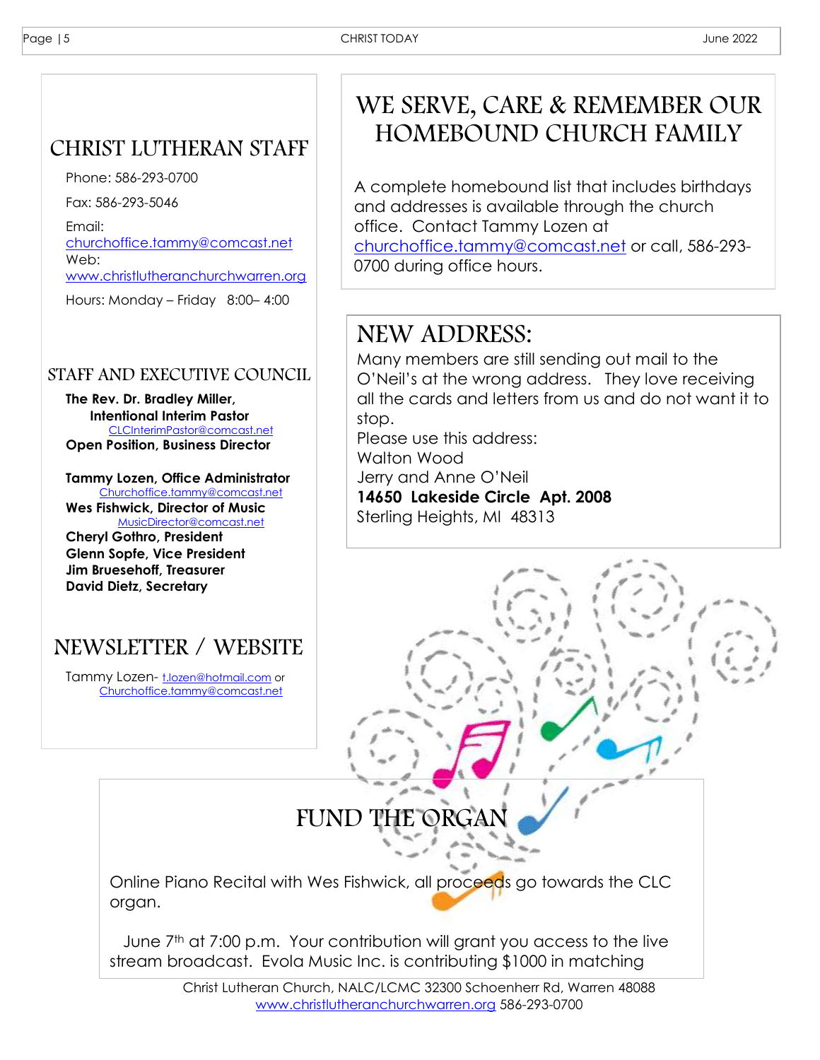## CHRIST LUTHERAN STAFF

Phone: 586-293-0700

Fax: 586-293-5046

Email: churchoffice.tammy@comcast.net

Web: www.christlutheranchurchwarren.org

Hours: Monday – Friday 8:00– 4:00

### STAFF AND EXECUTIVE COUNCIL

**The Rev. Dr. Bradley Miller,**
**Intentional Interim Pastor**
CLCInterimPastor@comcast.net
**Open Position, Business Director**

**Tammy Lozen, Office Administrator**
Churchoffice.tammy@comcast.net
**Wes Fishwick, Director of Music**
MusicDirector@comcast.net
**Cheryl Gothro, President**
**Glenn Sopfe, Vice President**
**Jim Bruesehoff, Treasurer**
**David Dietz, Secretary**

## NEWSLETTER / WEBSITE

Tammy Lozen- t.lozen@hotmail.com or Churchoffice.tammy@comcast.net

## WE SERVE, CARE & REMEMBER OUR HOMEBOUND CHURCH FAMILY

A complete homebound list that includes birthdays and addresses is available through the church office. Contact Tammy Lozen at churchoffice.tammy@comcast.net or call, 586-293-0700 during office hours.

## NEW ADDRESS:

Many members are still sending out mail to the O'Neil's at the wrong address. They love receiving all the cards and letters from us and do not want it to stop.
Please use this address:
Walton Wood
Jerry and Anne O'Neil
**14650 Lakeside Circle Apt. 2008**
Sterling Heights, MI 48313

## FUND THE ORGAN

Online Piano Recital with Wes Fishwick, all proceeds go towards the CLC organ.

June 7th at 7:00 p.m. Your contribution will grant you access to the live stream broadcast. Evola Music Inc. is contributing $1000 in matching

Christ Lutheran Church, NALC/LCMC 32300 Schoenherr Rd, Warren 48088
www.christlutheranchurchwarren.org 586-293-0700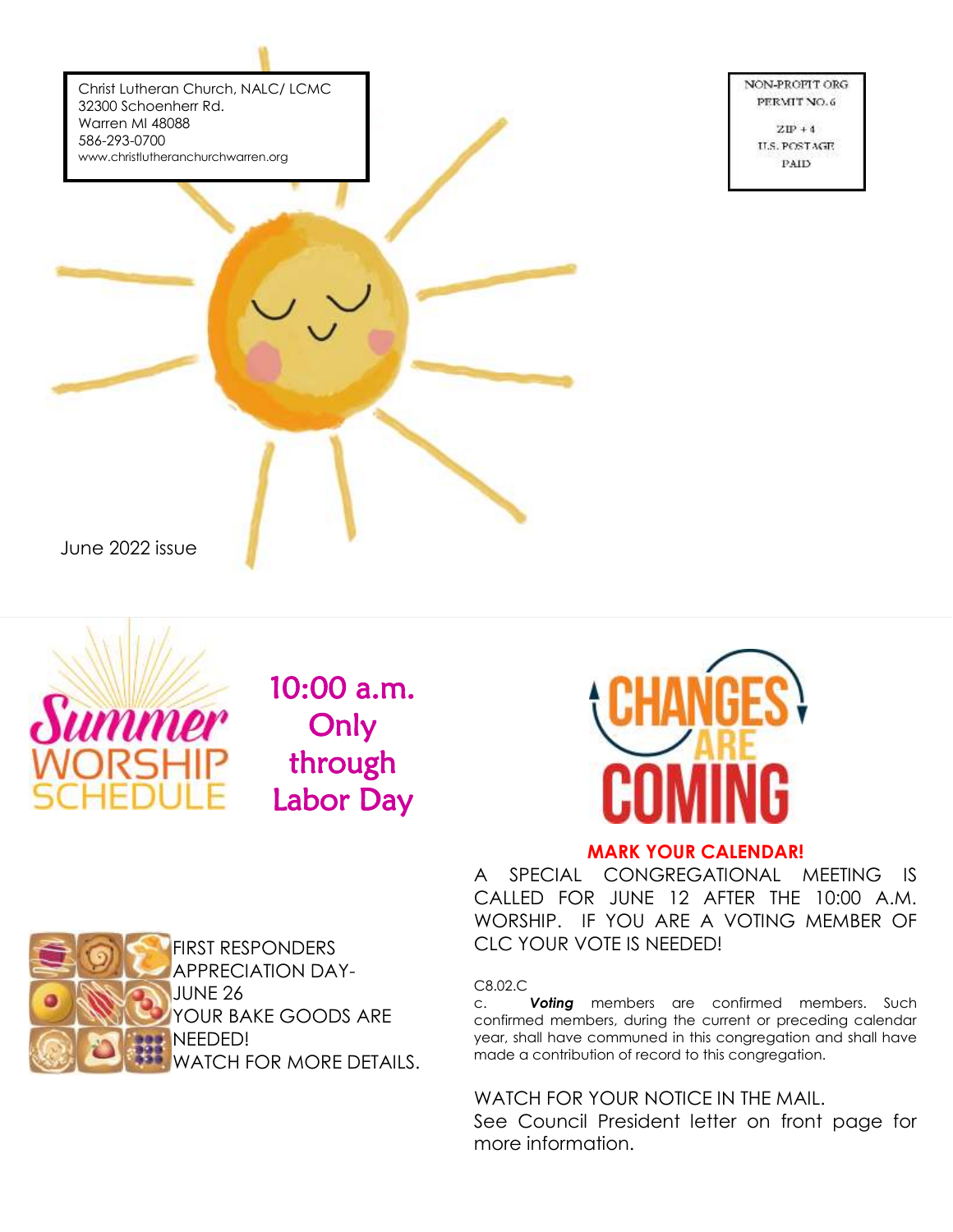Christ Lutheran Church, NALC/ LCMC
32300 Schoenherr Rd.
Warren MI 48088
586-293-0700
www.christlutheranchurchwarren.org

NON-PROFIT ORG
PERMIT NO. 6
ZIP + 4
U.S. POSTAGE
PAID

June 2022 issue

**Summer WORSHIP SCHEDULE**

**10:00 a.m. Only through Labor Day**

FIRST RESPONDERS APPRECIATION DAY- JUNE 26
YOUR BAKE GOODS ARE NEEDED!
WATCH FOR MORE DETAILS.

**CHANGES ARE COMING**

**MARK YOUR CALENDAR!**

A SPECIAL CONGREGATIONAL MEETING IS CALLED FOR JUNE 12 AFTER THE 10:00 A.M. WORSHIP. IF YOU ARE A VOTING MEMBER OF CLC YOUR VOTE IS NEEDED!

C8.02.C
c. ***Voting*** members are confirmed members. Such confirmed members, during the current or preceding calendar year, shall have communed in this congregation and shall have made a contribution of record to this congregation.

WATCH FOR YOUR NOTICE IN THE MAIL.
See Council President letter on front page for more information.